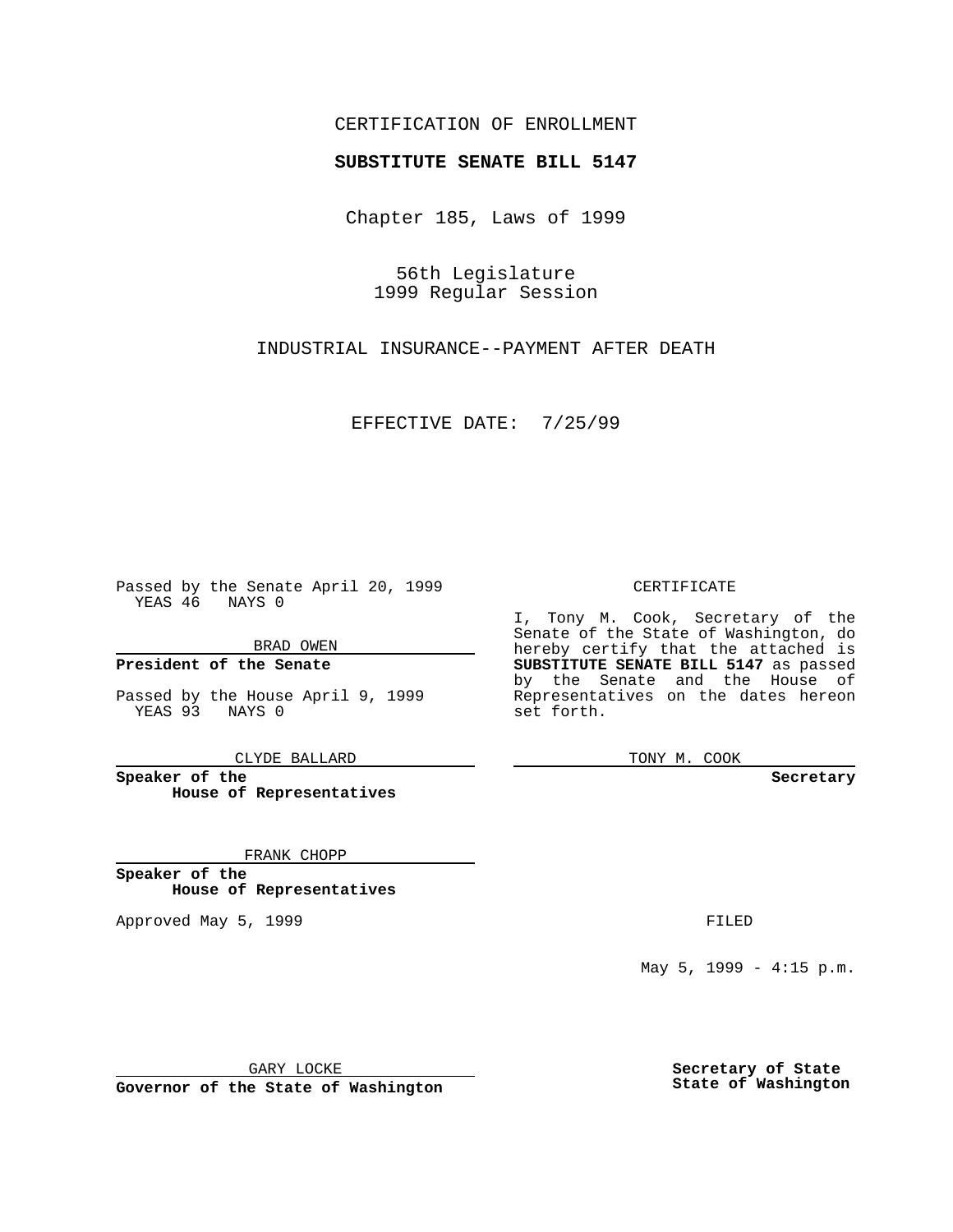CERTIFICATION OF ENROLLMENT

**SUBSTITUTE SENATE BILL 5147**

Chapter 185, Laws of 1999

56th Legislature
1999 Regular Session

INDUSTRIAL INSURANCE--PAYMENT AFTER DEATH

EFFECTIVE DATE: 7/25/99

Passed by the Senate April 20, 1999
YEAS 46 NAYS 0

BRAD OWEN

**President of the Senate**

Passed by the House April 9, 1999
YEAS 93 NAYS 0

CLYDE BALLARD

**Speaker of the House of Representatives**

FRANK CHOPP

**Speaker of the House of Representatives**

Approved May 5, 1999

GARY LOCKE

**Governor of the State of Washington**

CERTIFICATE

I, Tony M. Cook, Secretary of the Senate of the State of Washington, do hereby certify that the attached is **SUBSTITUTE SENATE BILL 5147** as passed by the Senate and the House of Representatives on the dates hereon set forth.

TONY M. COOK

**Secretary**

FILED

May 5, 1999 - 4:15 p.m.

**Secretary of State**
**State of Washington**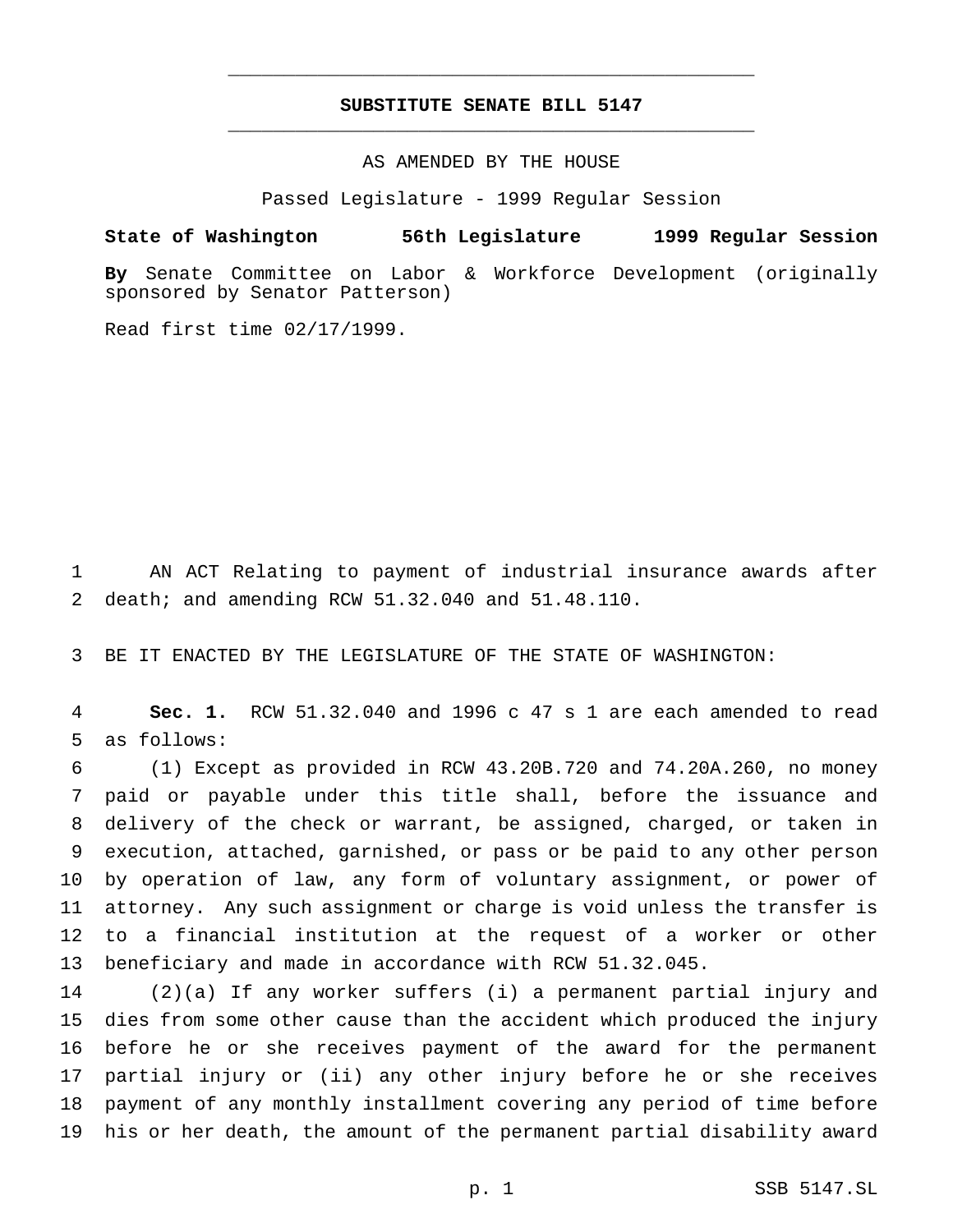# SUBSTITUTE SENATE BILL 5147

AS AMENDED BY THE HOUSE

Passed Legislature - 1999 Regular Session

**State of Washington 56th Legislature 1999 Regular Session**

**By** Senate Committee on Labor & Workforce Development (originally sponsored by Senator Patterson)

Read first time 02/17/1999.

AN ACT Relating to payment of industrial insurance awards after death; and amending RCW 51.32.040 and 51.48.110.

BE IT ENACTED BY THE LEGISLATURE OF THE STATE OF WASHINGTON:

**Sec. 1.** RCW 51.32.040 and 1996 c 47 s 1 are each amended to read as follows:

(1) Except as provided in RCW 43.20B.720 and 74.20A.260, no money paid or payable under this title shall, before the issuance and delivery of the check or warrant, be assigned, charged, or taken in execution, attached, garnished, or pass or be paid to any other person by operation of law, any form of voluntary assignment, or power of attorney. Any such assignment or charge is void unless the transfer is to a financial institution at the request of a worker or other beneficiary and made in accordance with RCW 51.32.045.

(2)(a) If any worker suffers (i) a permanent partial injury and dies from some other cause than the accident which produced the injury before he or she receives payment of the award for the permanent partial injury or (ii) any other injury before he or she receives payment of any monthly installment covering any period of time before his or her death, the amount of the permanent partial disability award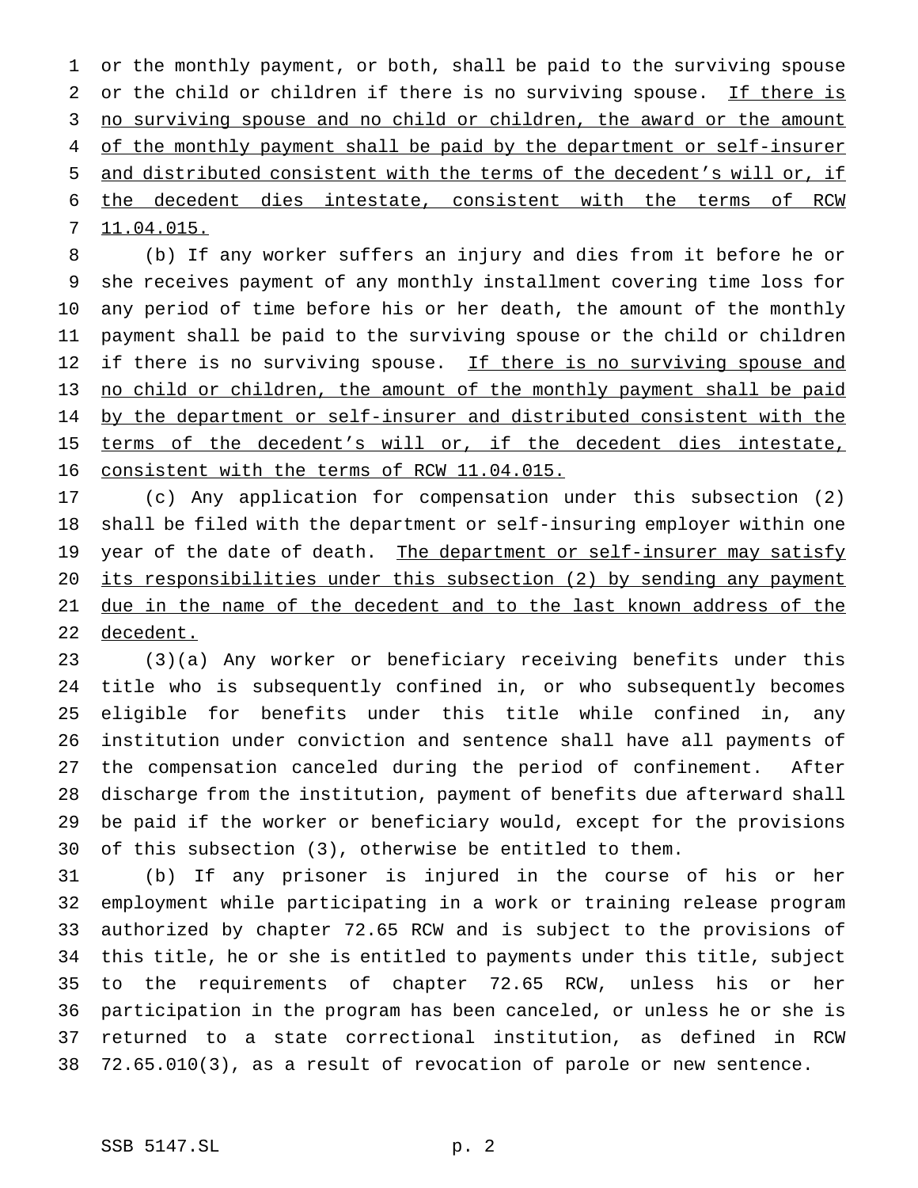or the monthly payment, or both, shall be paid to the surviving spouse or the child or children if there is no surviving spouse. If there is no surviving spouse and no child or children, the award or the amount of the monthly payment shall be paid by the department or self-insurer and distributed consistent with the terms of the decedent's will or, if the decedent dies intestate, consistent with the terms of RCW 11.04.015.

(b) If any worker suffers an injury and dies from it before he or she receives payment of any monthly installment covering time loss for any period of time before his or her death, the amount of the monthly payment shall be paid to the surviving spouse or the child or children if there is no surviving spouse. If there is no surviving spouse and no child or children, the amount of the monthly payment shall be paid by the department or self-insurer and distributed consistent with the terms of the decedent's will or, if the decedent dies intestate, consistent with the terms of RCW 11.04.015.

(c) Any application for compensation under this subsection (2) shall be filed with the department or self-insuring employer within one year of the date of death. The department or self-insurer may satisfy its responsibilities under this subsection (2) by sending any payment due in the name of the decedent and to the last known address of the decedent.

(3)(a) Any worker or beneficiary receiving benefits under this title who is subsequently confined in, or who subsequently becomes eligible for benefits under this title while confined in, any institution under conviction and sentence shall have all payments of the compensation canceled during the period of confinement. After discharge from the institution, payment of benefits due afterward shall be paid if the worker or beneficiary would, except for the provisions of this subsection (3), otherwise be entitled to them.

(b) If any prisoner is injured in the course of his or her employment while participating in a work or training release program authorized by chapter 72.65 RCW and is subject to the provisions of this title, he or she is entitled to payments under this title, subject to the requirements of chapter 72.65 RCW, unless his or her participation in the program has been canceled, or unless he or she is returned to a state correctional institution, as defined in RCW 72.65.010(3), as a result of revocation of parole or new sentence.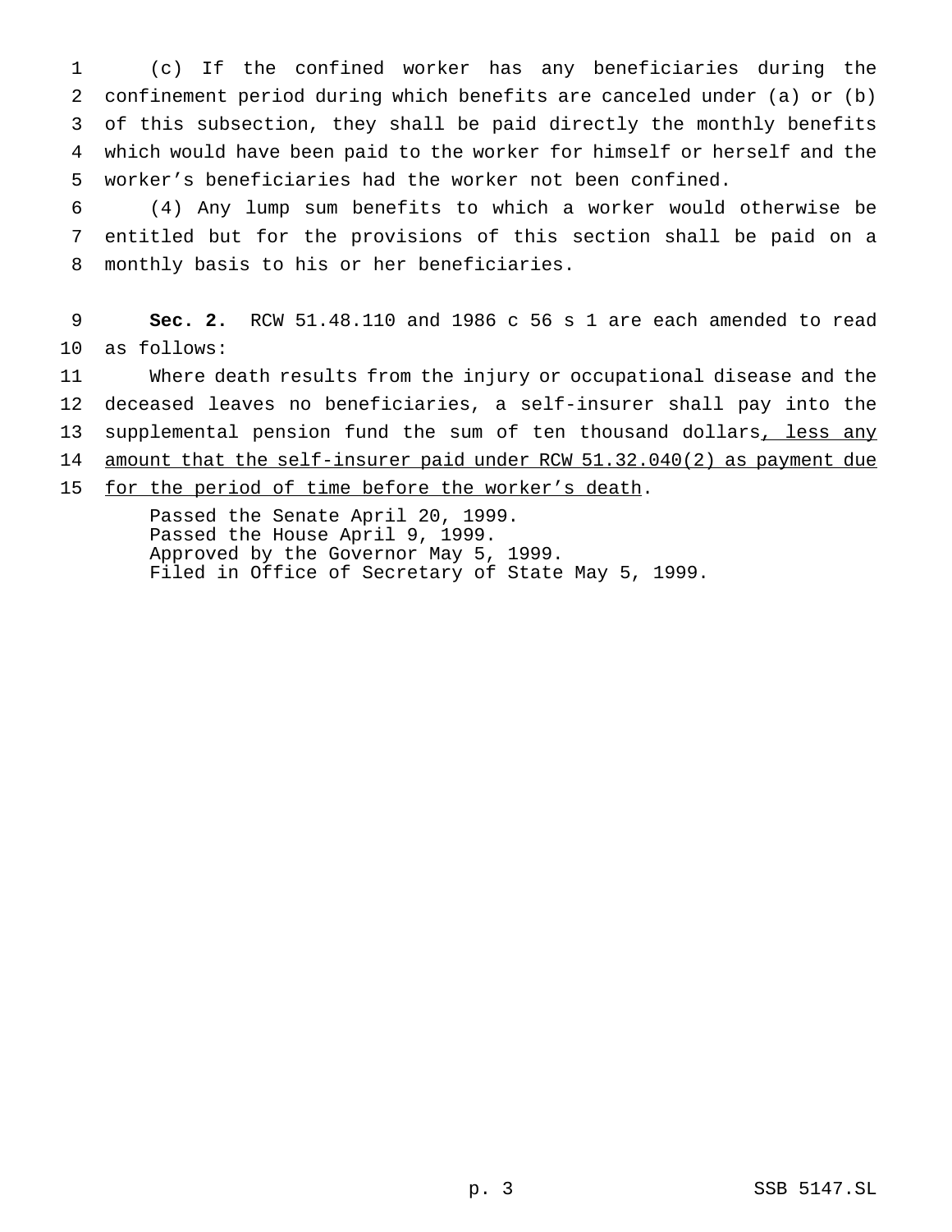(c) If the confined worker has any beneficiaries during the confinement period during which benefits are canceled under (a) or (b) of this subsection, they shall be paid directly the monthly benefits which would have been paid to the worker for himself or herself and the worker's beneficiaries had the worker not been confined.

(4) Any lump sum benefits to which a worker would otherwise be entitled but for the provisions of this section shall be paid on a monthly basis to his or her beneficiaries.

**Sec. 2.** RCW 51.48.110 and 1986 c 56 s 1 are each amended to read as follows:

Where death results from the injury or occupational disease and the deceased leaves no beneficiaries, a self-insurer shall pay into the supplemental pension fund the sum of ten thousand dollars<u>, less any amount that the self-insurer paid under RCW 51.32.040(2) as payment due for the period of time before the worker's death</u>.

Passed the Senate April 20, 1999.
Passed the House April 9, 1999.
Approved by the Governor May 5, 1999.
Filed in Office of Secretary of State May 5, 1999.